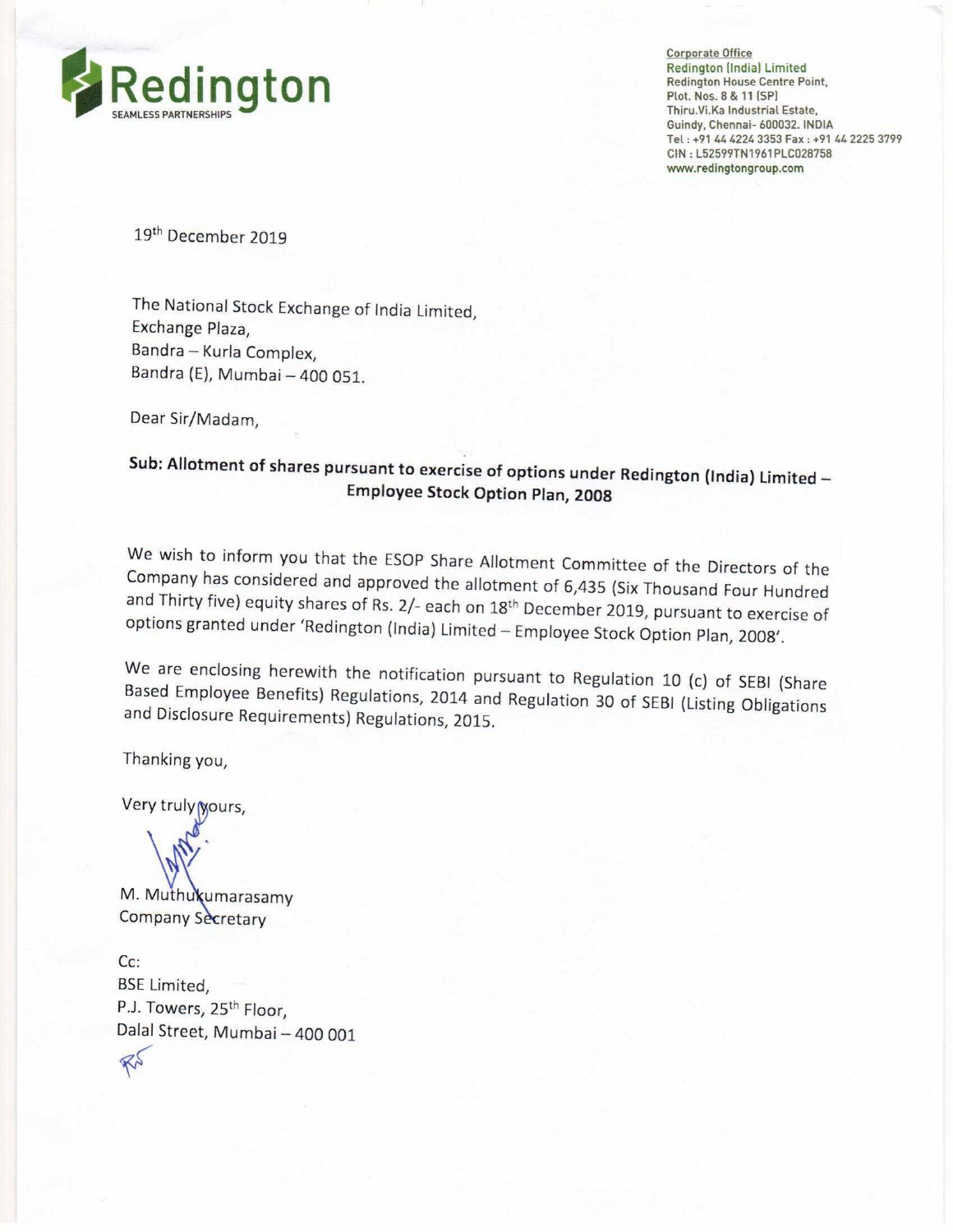**Redington**
SEAMLESS PARTNERSHIPS

Corporate Office
Redington (India) Limited
Redington House Centre Point,
Plot. Nos. 8 & 11 (SP)
Thiru.Vi.Ka Industrial Estate,
Guindy, Chennai- 600032. INDIA
Tel : +91 44 4224 3353 Fax : +91 44 2225 3799
CIN : L52599TN1961PLC028758
www.redingtongroup.com

19th December 2019

The National Stock Exchange of India Limited,
Exchange Plaza,
Bandra – Kurla Complex,
Bandra (E), Mumbai – 400 051.

Dear Sir/Madam,

**Sub: Allotment of shares pursuant to exercise of options under Redington (India) Limited – Employee Stock Option Plan, 2008**

We wish to inform you that the ESOP Share Allotment Committee of the Directors of the Company has considered and approved the allotment of 6,435 (Six Thousand Four Hundred and Thirty five) equity shares of Rs. 2/- each on 18th December 2019, pursuant to exercise of options granted under 'Redington (India) Limited – Employee Stock Option Plan, 2008'.

We are enclosing herewith the notification pursuant to Regulation 10 (c) of SEBI (Share Based Employee Benefits) Regulations, 2014 and Regulation 30 of SEBI (Listing Obligations and Disclosure Requirements) Regulations, 2015.

Thanking you,

Very truly yours,

M. Muthukumarasamy
Company Secretary

Cc:
BSE Limited,
P.J. Towers, 25th Floor,
Dalal Street, Mumbai – 400 001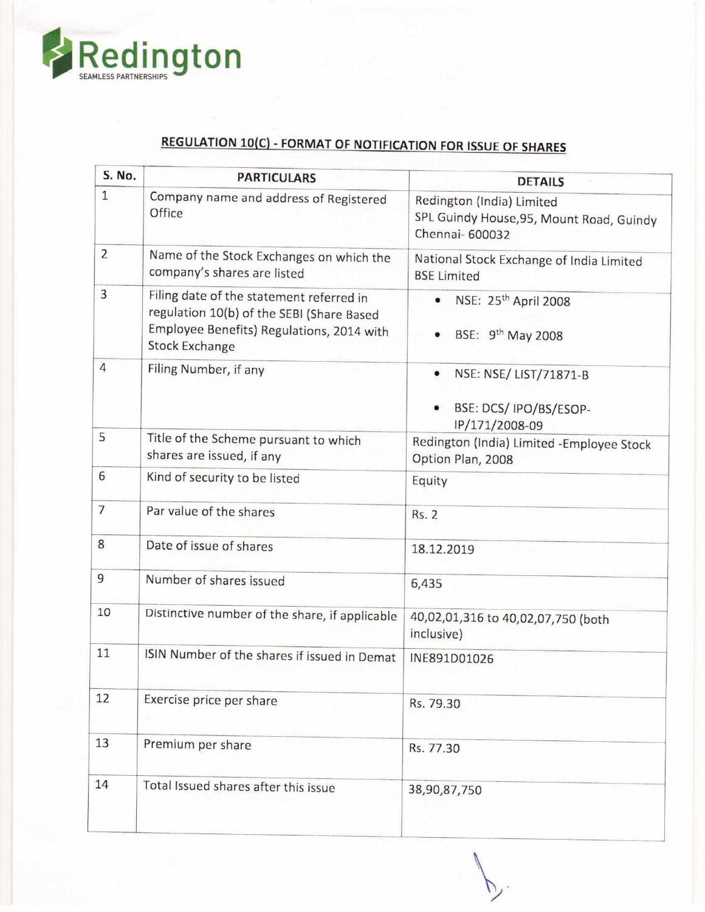# Redington

SEAMLESS PARTNERSHIPS

## REGULATION 10(C) - FORMAT OF NOTIFICATION FOR ISSUE OF SHARES

| S. No. | PARTICULARS | DETAILS |
|---|---|---|
| 1 | Company name and address of Registered Office | Redington (India) Limited<br>SPL Guindy House,95, Mount Road, Guindy Chennai- 600032 |
| 2 | Name of the Stock Exchanges on which the company's shares are listed | National Stock Exchange of India Limited<br>BSE Limited |
| 3 | Filing date of the statement referred in regulation 10(b) of the SEBI (Share Based Employee Benefits) Regulations, 2014 with Stock Exchange | • NSE: 25th April 2008<br>• BSE: 9th May 2008 |
| 4 | Filing Number, if any | • NSE: NSE/ LIST/71871-B<br>• BSE: DCS/ IPO/BS/ESOP-IP/171/2008-09 |
| 5 | Title of the Scheme pursuant to which shares are issued, if any | Redington (India) Limited -Employee Stock Option Plan, 2008 |
| 6 | Kind of security to be listed | Equity |
| 7 | Par value of the shares | Rs. 2 |
| 8 | Date of issue of shares | 18.12.2019 |
| 9 | Number of shares issued | 6,435 |
| 10 | Distinctive number of the share, if applicable | 40,02,01,316 to 40,02,07,750 (both inclusive) |
| 11 | ISIN Number of the shares if issued in Demat | INE891D01026 |
| 12 | Exercise price per share | Rs. 79.30 |
| 13 | Premium per share | Rs. 77.30 |
| 14 | Total Issued shares after this issue | 38,90,87,750 |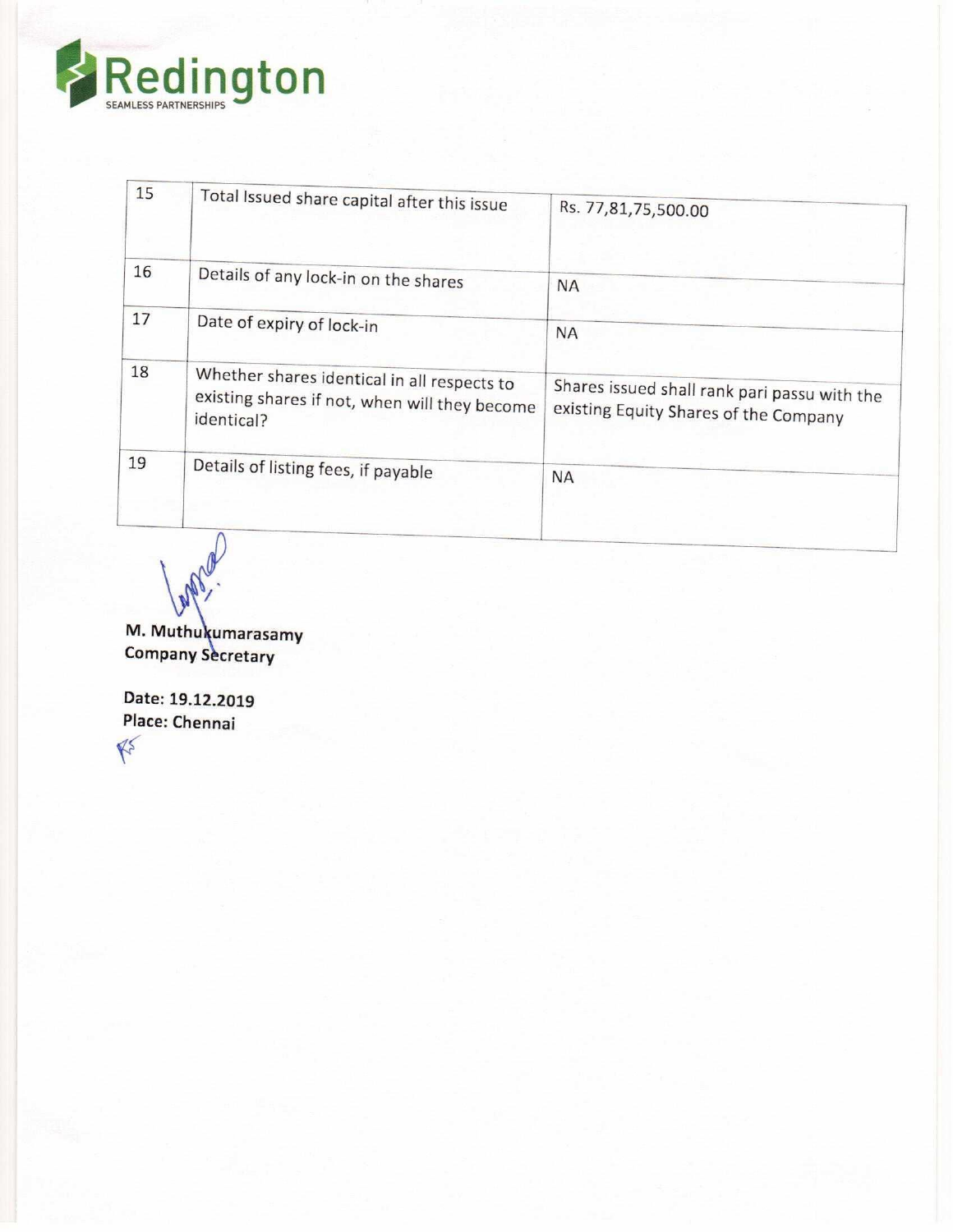| | | |
|---|---|---|
| 15 | Total Issued share capital after this issue | Rs. 77,81,75,500.00 |
| 16 | Details of any lock-in on the shares | NA |
| 17 | Date of expiry of lock-in | NA |
| 18 | Whether shares identical in all respects to existing shares if not, when will they become identical? | Shares issued shall rank pari passu with the existing Equity Shares of the Company |
| 19 | Details of listing fees, if payable | NA |

**M. Muthukumarasamy**
**Company Secretary**

**Date: 19.12.2019**
**Place: Chennai**